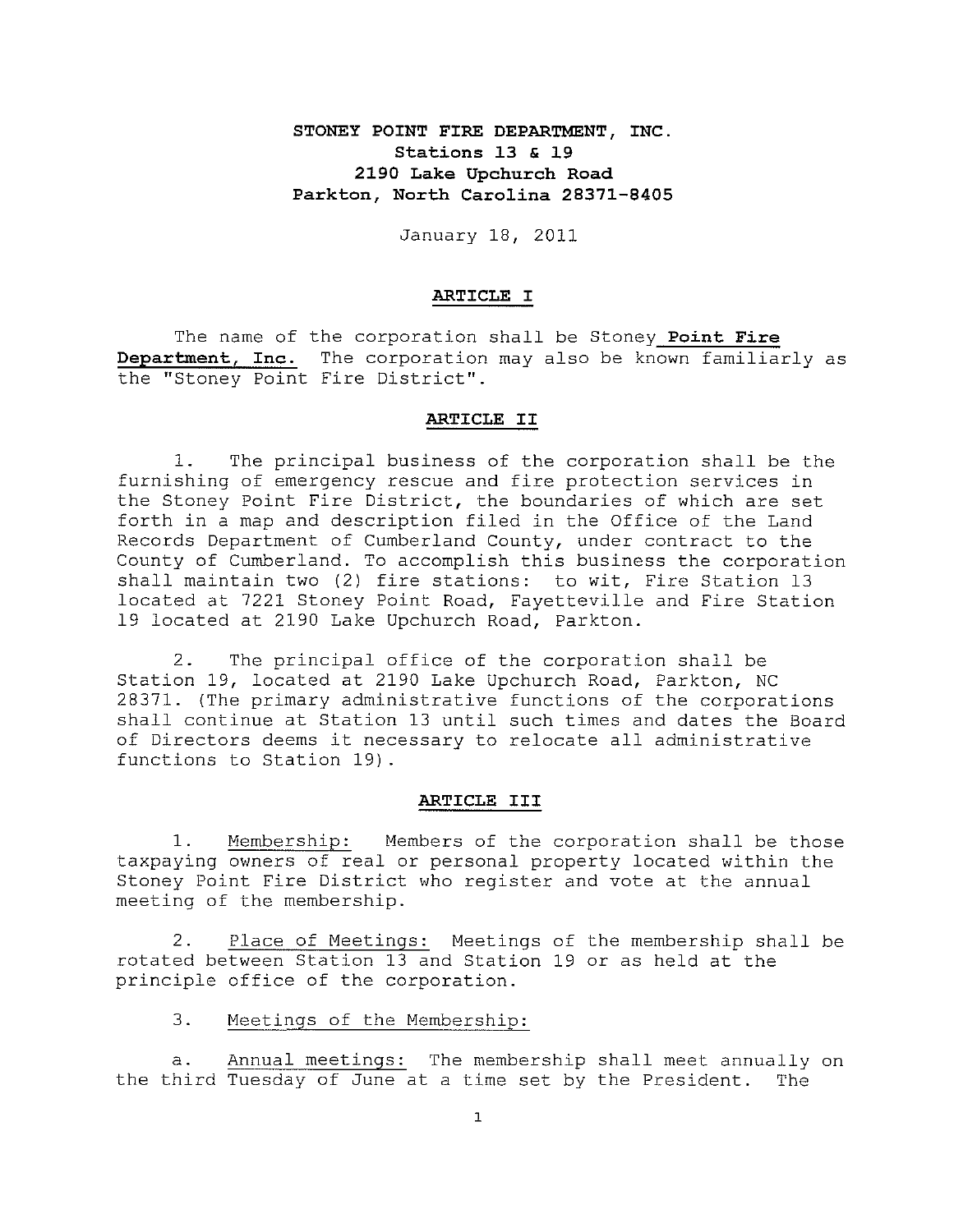**STONEY POINT FIRE DEPARTMENT, INC.**
**Stations 13 & 19**
**2190 Lake Upchurch Road**
**Parkton, North Carolina 28371-8405**

January 18, 2011

## ARTICLE I

The name of the corporation shall be Stoney **Point Fire Department, Inc.** The corporation may also be known familiarly as the "Stoney Point Fire District".

## ARTICLE II

1. The principal business of the corporation shall be the furnishing of emergency rescue and fire protection services in the Stoney Point Fire District, the boundaries of which are set forth in a map and description filed in the Office of the Land Records Department of Cumberland County, under contract to the County of Cumberland. To accomplish this business the corporation shall maintain two (2) fire stations: to wit, Fire Station 13 located at 7221 Stoney Point Road, Fayetteville and Fire Station 19 located at 2190 Lake Upchurch Road, Parkton.

2. The principal office of the corporation shall be Station 19, located at 2190 Lake Upchurch Road, Parkton, NC 28371. (The primary administrative functions of the corporations shall continue at Station 13 until such times and dates the Board of Directors deems it necessary to relocate all administrative functions to Station 19).

## ARTICLE III

1. Membership: Members of the corporation shall be those taxpaying owners of real or personal property located within the Stoney Point Fire District who register and vote at the annual meeting of the membership.

2. Place of Meetings: Meetings of the membership shall be rotated between Station 13 and Station 19 or as held at the principle office of the corporation.

3. Meetings of the Membership:

a. Annual meetings: The membership shall meet annually on the third Tuesday of June at a time set by the President. The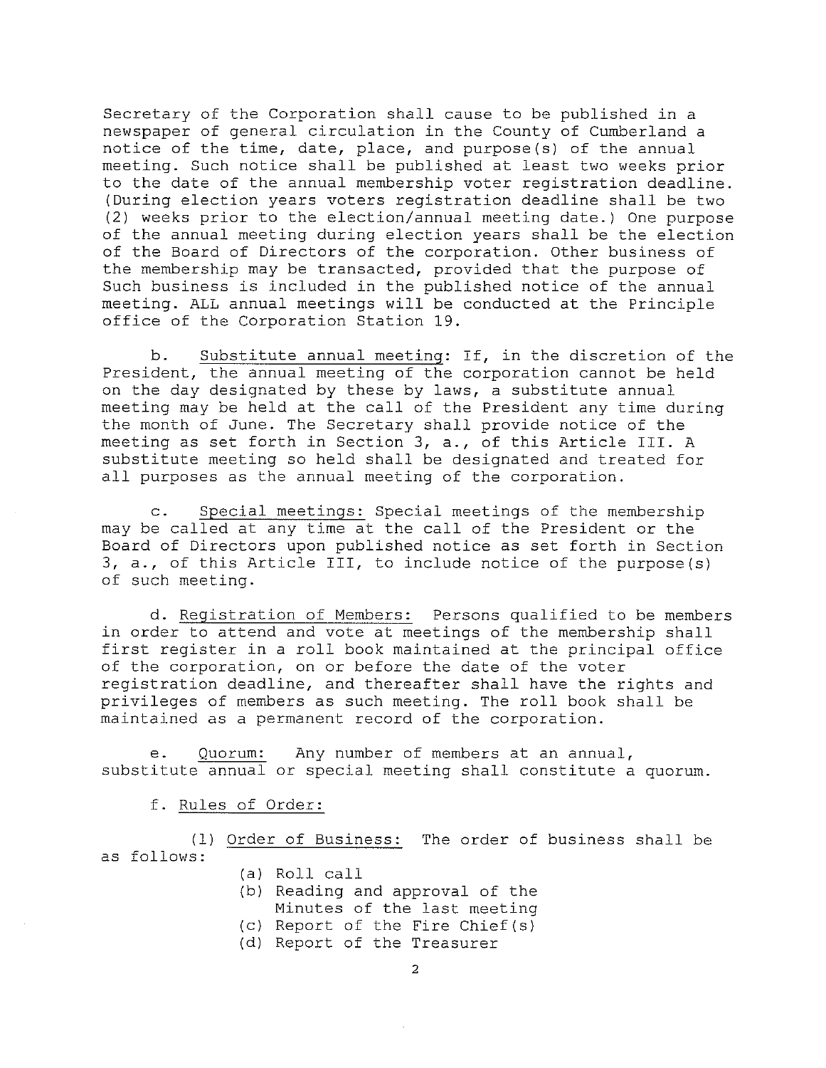Secretary of the Corporation shall cause to be published in a newspaper of general circulation in the County of Cumberland a notice of the time, date, place, and purpose(s) of the annual meeting. Such notice shall be published at least two weeks prior to the date of the annual membership voter registration deadline. (During election years voters registration deadline shall be two (2) weeks prior to the election/annual meeting date.) One purpose of the annual meeting during election years shall be the election of the Board of Directors of the corporation. Other business of the membership may be transacted, provided that the purpose of Such business is included in the published notice of the annual meeting. ALL annual meetings will be conducted at the Principle office of the Corporation Station 19.

b. <u>Substitute annual meeting</u>: If, in the discretion of the President, the annual meeting of the corporation cannot be held on the day designated by these by laws, a substitute annual meeting may be held at the call of the President any time during the month of June. The Secretary shall provide notice of the meeting as set forth in Section 3, a., of this Article III. A substitute meeting so held shall be designated and treated for all purposes as the annual meeting of the corporation.

c. <u>Special meetings:</u> Special meetings of the membership may be called at any time at the call of the President or the Board of Directors upon published notice as set forth in Section 3, a., of this Article III, to include notice of the purpose(s) of such meeting.

d. <u>Registration of Members:</u> Persons qualified to be members in order to attend and vote at meetings of the membership shall first register in a roll book maintained at the principal office of the corporation, on or before the date of the voter registration deadline, and thereafter shall have the rights and privileges of members as such meeting. The roll book shall be maintained as a permanent record of the corporation.

e. <u>Quorum:</u> Any number of members at an annual, substitute annual or special meeting shall constitute a quorum.

f. <u>Rules of Order:</u>

(1) <u>Order of Business:</u> The order of business shall be as follows:

(a) Roll call
(b) Reading and approval of the Minutes of the last meeting
(c) Report of the Fire Chief(s)
(d) Report of the Treasurer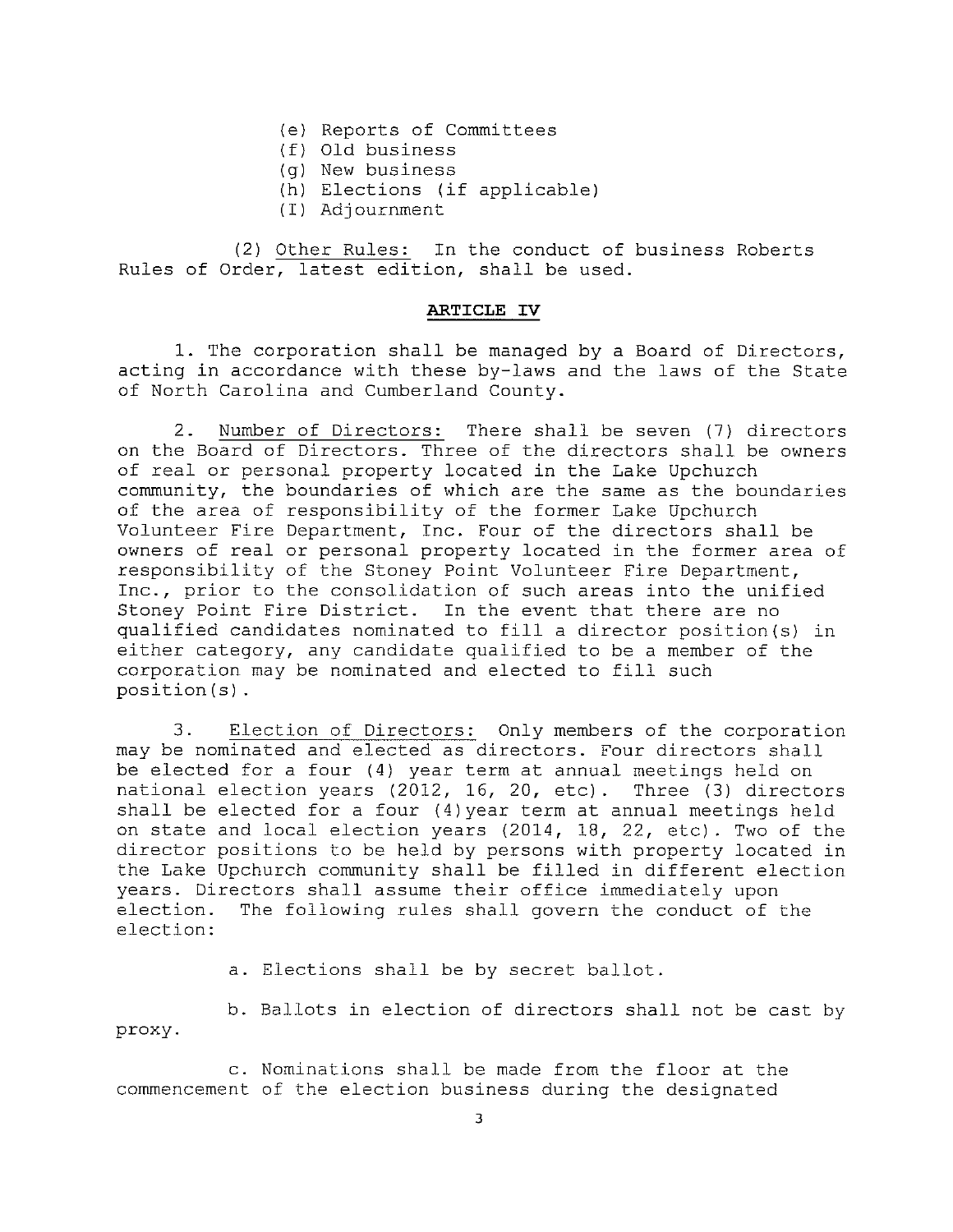(e) Reports of Committees
(f) Old business
(g) New business
(h) Elections (if applicable)
(I) Adjournment

(2) Other Rules: In the conduct of business Roberts Rules of Order, latest edition, shall be used.

## ARTICLE IV

1. The corporation shall be managed by a Board of Directors, acting in accordance with these by-laws and the laws of the State of North Carolina and Cumberland County.

2. Number of Directors: There shall be seven (7) directors on the Board of Directors. Three of the directors shall be owners of real or personal property located in the Lake Upchurch community, the boundaries of which are the same as the boundaries of the area of responsibility of the former Lake Upchurch Volunteer Fire Department, Inc. Four of the directors shall be owners of real or personal property located in the former area of responsibility of the Stoney Point Volunteer Fire Department, Inc., prior to the consolidation of such areas into the unified Stoney Point Fire District. In the event that there are no qualified candidates nominated to fill a director position(s) in either category, any candidate qualified to be a member of the corporation may be nominated and elected to fill such position(s).

3. Election of Directors: Only members of the corporation may be nominated and elected as directors. Four directors shall be elected for a four (4) year term at annual meetings held on national election years (2012, 16, 20, etc). Three (3) directors shall be elected for a four (4)year term at annual meetings held on state and local election years (2014, 18, 22, etc). Two of the director positions to be held by persons with property located in the Lake Upchurch community shall be filled in different election years. Directors shall assume their office immediately upon election. The following rules shall govern the conduct of the election:

a. Elections shall be by secret ballot.

b. Ballots in election of directors shall not be cast by proxy.

c. Nominations shall be made from the floor at the commencement of the election business during the designated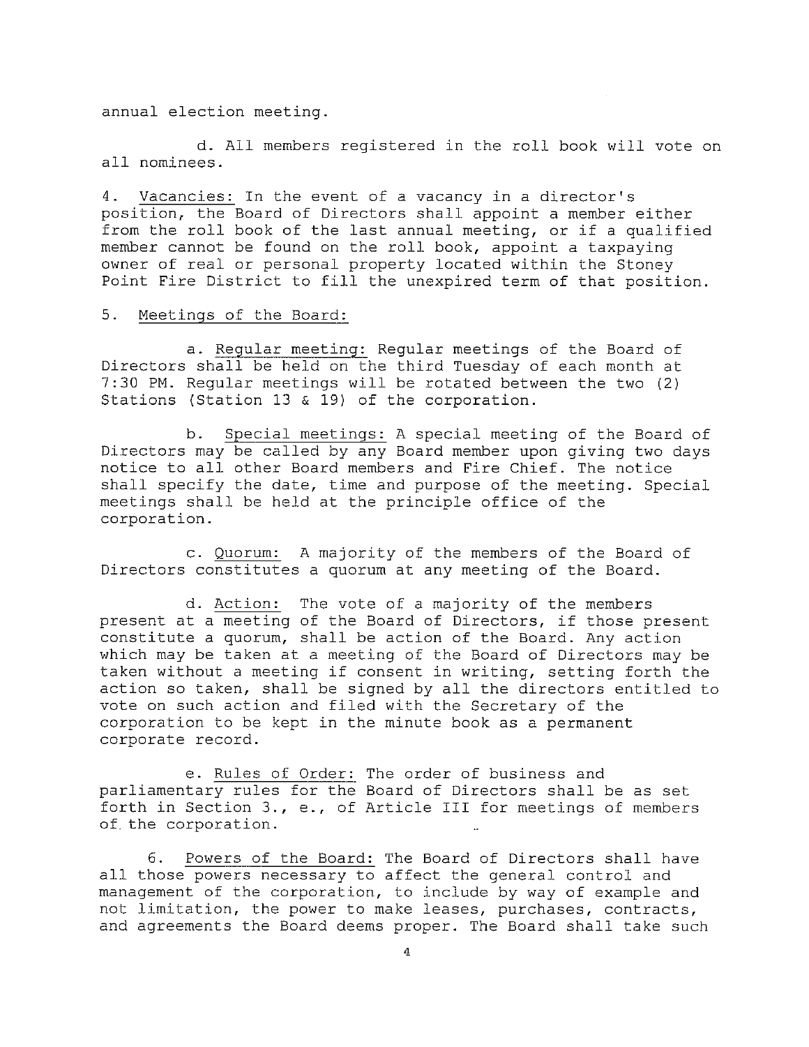annual election meeting.

d. All members registered in the roll book will vote on all nominees.

4. Vacancies: In the event of a vacancy in a director's position, the Board of Directors shall appoint a member either from the roll book of the last annual meeting, or if a qualified member cannot be found on the roll book, appoint a taxpaying owner of real or personal property located within the Stoney Point Fire District to fill the unexpired term of that position.

5. Meetings of the Board:

a. Regular meeting: Regular meetings of the Board of Directors shall be held on the third Tuesday of each month at 7:30 PM. Regular meetings will be rotated between the two (2) Stations (Station 13 & 19) of the corporation.

b. Special meetings: A special meeting of the Board of Directors may be called by any Board member upon giving two days notice to all other Board members and Fire Chief. The notice shall specify the date, time and purpose of the meeting. Special meetings shall be held at the principle office of the corporation.

c. Quorum: A majority of the members of the Board of Directors constitutes a quorum at any meeting of the Board.

d. Action: The vote of a majority of the members present at a meeting of the Board of Directors, if those present constitute a quorum, shall be action of the Board. Any action which may be taken at a meeting of the Board of Directors may be taken without a meeting if consent in writing, setting forth the action so taken, shall be signed by all the directors entitled to vote on such action and filed with the Secretary of the corporation to be kept in the minute book as a permanent corporate record.

e. Rules of Order: The order of business and parliamentary rules for the Board of Directors shall be as set forth in Section 3., e., of Article III for meetings of members of the corporation.

6. Powers of the Board: The Board of Directors shall have all those powers necessary to affect the general control and management of the corporation, to include by way of example and not limitation, the power to make leases, purchases, contracts, and agreements the Board deems proper. The Board shall take such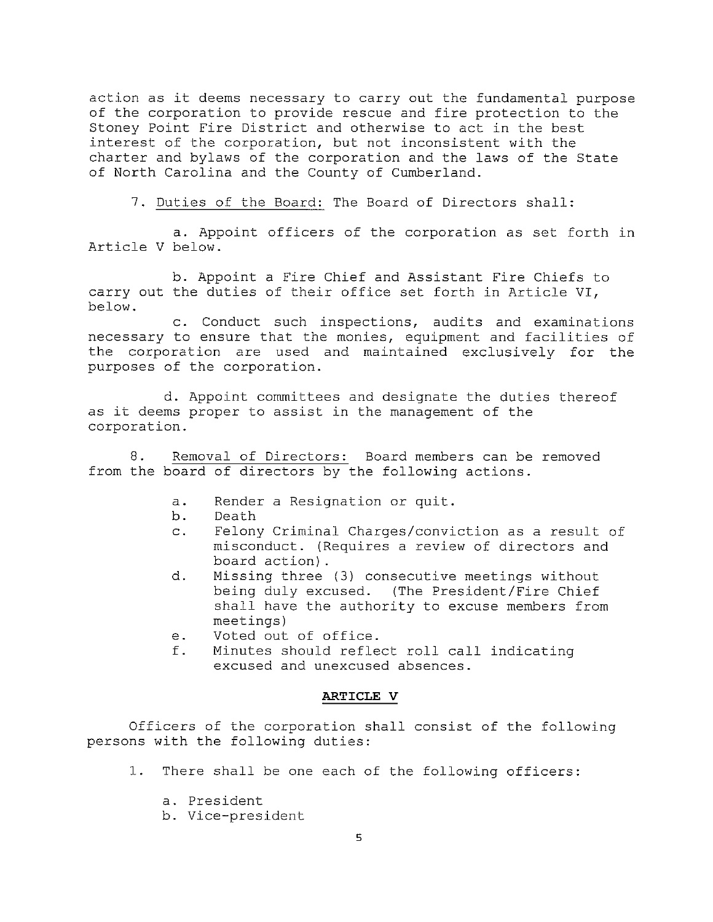action as it deems necessary to carry out the fundamental purpose of the corporation to provide rescue and fire protection to the Stoney Point Fire District and otherwise to act in the best interest of the corporation, but not inconsistent with the charter and bylaws of the corporation and the laws of the State of North Carolina and the County of Cumberland.

7. <u>Duties of the Board:</u> The Board of Directors shall:

a. Appoint officers of the corporation as set forth in Article V below.

b. Appoint a Fire Chief and Assistant Fire Chiefs to carry out the duties of their office set forth in Article VI, below.

c. Conduct such inspections, audits and examinations necessary to ensure that the monies, equipment and facilities of the corporation are used and maintained exclusively for the purposes of the corporation.

d. Appoint committees and designate the duties thereof as it deems proper to assist in the management of the corporation.

8. <u>Removal of Directors:</u> Board members can be removed from the board of directors by the following actions.

a. Render a Resignation or quit.
b. Death
c. Felony Criminal Charges/conviction as a result of misconduct. (Requires a review of directors and board action).
d. Missing three (3) consecutive meetings without being duly excused. (The President/Fire Chief shall have the authority to excuse members from meetings)
e. Voted out of office.
f. Minutes should reflect roll call indicating excused and unexcused absences.

## ARTICLE V

Officers of the corporation shall consist of the following persons with the following duties:

1. There shall be one each of the following officers:

a. President
b. Vice-president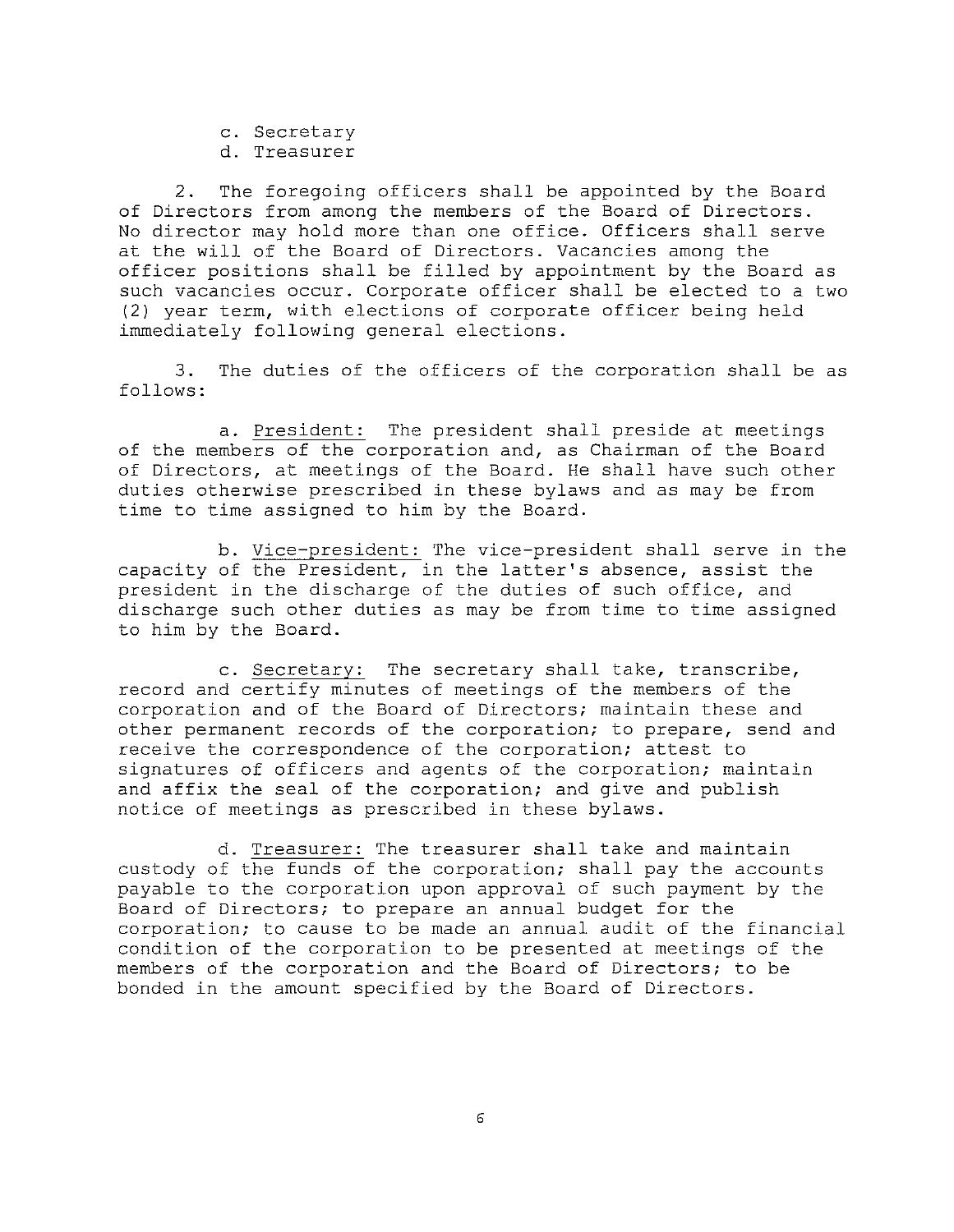c. Secretary
d. Treasurer

2. The foregoing officers shall be appointed by the Board of Directors from among the members of the Board of Directors. No director may hold more than one office. Officers shall serve at the will of the Board of Directors. Vacancies among the officer positions shall be filled by appointment by the Board as such vacancies occur. Corporate officer shall be elected to a two (2) year term, with elections of corporate officer being held immediately following general elections.

3. The duties of the officers of the corporation shall be as follows:

a. President: The president shall preside at meetings of the members of the corporation and, as Chairman of the Board of Directors, at meetings of the Board. He shall have such other duties otherwise prescribed in these bylaws and as may be from time to time assigned to him by the Board.

b. Vice-president: The vice-president shall serve in the capacity of the President, in the latter's absence, assist the president in the discharge of the duties of such office, and discharge such other duties as may be from time to time assigned to him by the Board.

c. Secretary: The secretary shall take, transcribe, record and certify minutes of meetings of the members of the corporation and of the Board of Directors; maintain these and other permanent records of the corporation; to prepare, send and receive the correspondence of the corporation; attest to signatures of officers and agents of the corporation; maintain and affix the seal of the corporation; and give and publish notice of meetings as prescribed in these bylaws.

d. Treasurer: The treasurer shall take and maintain custody of the funds of the corporation; shall pay the accounts payable to the corporation upon approval of such payment by the Board of Directors; to prepare an annual budget for the corporation; to cause to be made an annual audit of the financial condition of the corporation to be presented at meetings of the members of the corporation and the Board of Directors; to be bonded in the amount specified by the Board of Directors.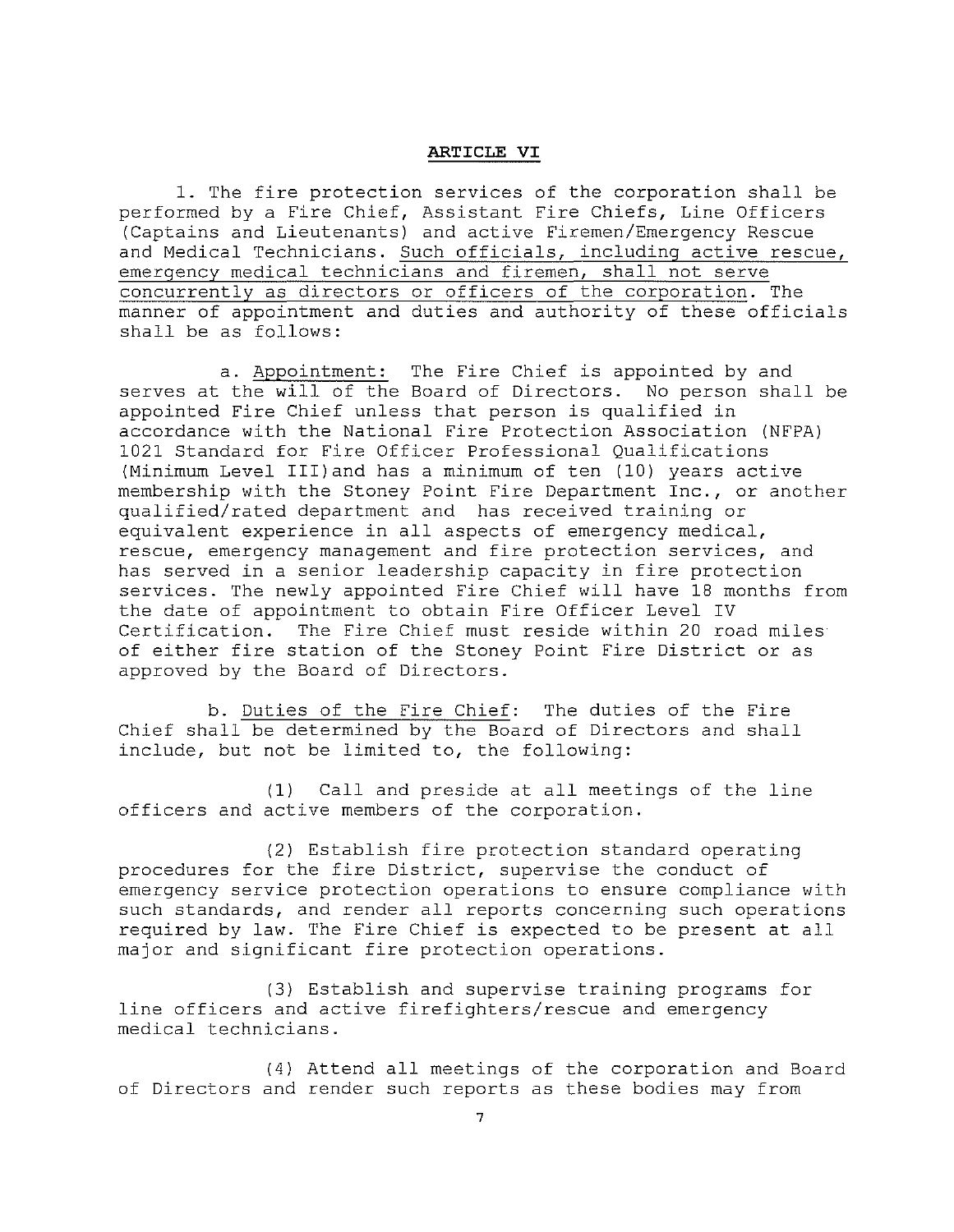## ARTICLE VI

1. The fire protection services of the corporation shall be performed by a Fire Chief, Assistant Fire Chiefs, Line Officers (Captains and Lieutenants) and active Firemen/Emergency Rescue and Medical Technicians. <u>Such officials, including active rescue, emergency medical technicians and firemen, shall not serve concurrently as directors or officers of the corporation</u>. The manner of appointment and duties and authority of these officials shall be as follows:

a. <u>Appointment:</u> The Fire Chief is appointed by and serves at the will of the Board of Directors. No person shall be appointed Fire Chief unless that person is qualified in accordance with the National Fire Protection Association (NFPA) 1021 Standard for Fire Officer Professional Qualifications (Minimum Level III)and has a minimum of ten (10) years active membership with the Stoney Point Fire Department Inc., or another qualified/rated department and has received training or equivalent experience in all aspects of emergency medical, rescue, emergency management and fire protection services, and has served in a senior leadership capacity in fire protection services. The newly appointed Fire Chief will have 18 months from the date of appointment to obtain Fire Officer Level IV Certification. The Fire Chief must reside within 20 road miles of either fire station of the Stoney Point Fire District or as approved by the Board of Directors.

b. <u>Duties of the Fire Chief</u>: The duties of the Fire Chief shall be determined by the Board of Directors and shall include, but not be limited to, the following:

(1) Call and preside at all meetings of the line officers and active members of the corporation.

(2) Establish fire protection standard operating procedures for the fire District, supervise the conduct of emergency service protection operations to ensure compliance with such standards, and render all reports concerning such operations required by law. The Fire Chief is expected to be present at all major and significant fire protection operations.

(3) Establish and supervise training programs for line officers and active firefighters/rescue and emergency medical technicians.

(4) Attend all meetings of the corporation and Board of Directors and render such reports as these bodies may from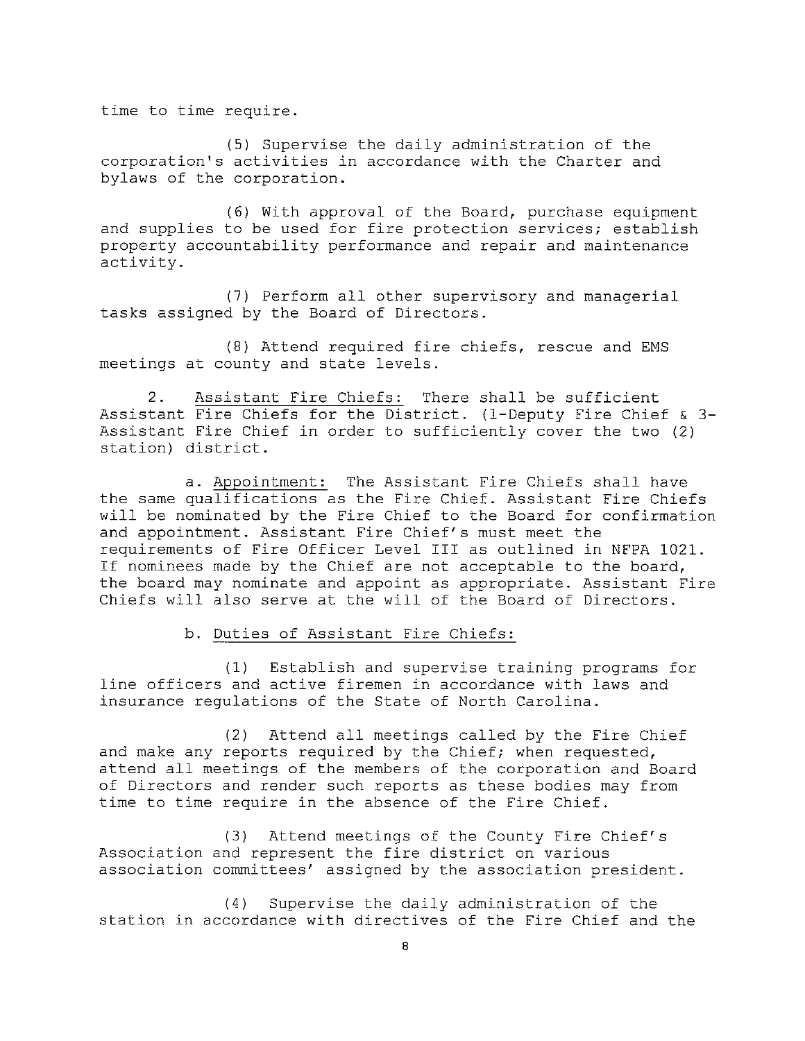time to time require.

(5) Supervise the daily administration of the corporation's activities in accordance with the Charter and bylaws of the corporation.

(6) With approval of the Board, purchase equipment and supplies to be used for fire protection services; establish property accountability performance and repair and maintenance activity.

(7) Perform all other supervisory and managerial tasks assigned by the Board of Directors.

(8) Attend required fire chiefs, rescue and EMS meetings at county and state levels.

2. Assistant Fire Chiefs: There shall be sufficient Assistant Fire Chiefs for the District. (1-Deputy Fire Chief & 3-Assistant Fire Chief in order to sufficiently cover the two (2) station) district.

a. Appointment: The Assistant Fire Chiefs shall have the same qualifications as the Fire Chief. Assistant Fire Chiefs will be nominated by the Fire Chief to the Board for confirmation and appointment. Assistant Fire Chief's must meet the requirements of Fire Officer Level III as outlined in NFPA 1021. If nominees made by the Chief are not acceptable to the board, the board may nominate and appoint as appropriate. Assistant Fire Chiefs will also serve at the will of the Board of Directors.

b. Duties of Assistant Fire Chiefs:

(1) Establish and supervise training programs for line officers and active firemen in accordance with laws and insurance regulations of the State of North Carolina.

(2) Attend all meetings called by the Fire Chief and make any reports required by the Chief; when requested, attend all meetings of the members of the corporation and Board of Directors and render such reports as these bodies may from time to time require in the absence of the Fire Chief.

(3) Attend meetings of the County Fire Chief's Association and represent the fire district on various association committees' assigned by the association president.

(4) Supervise the daily administration of the station in accordance with directives of the Fire Chief and the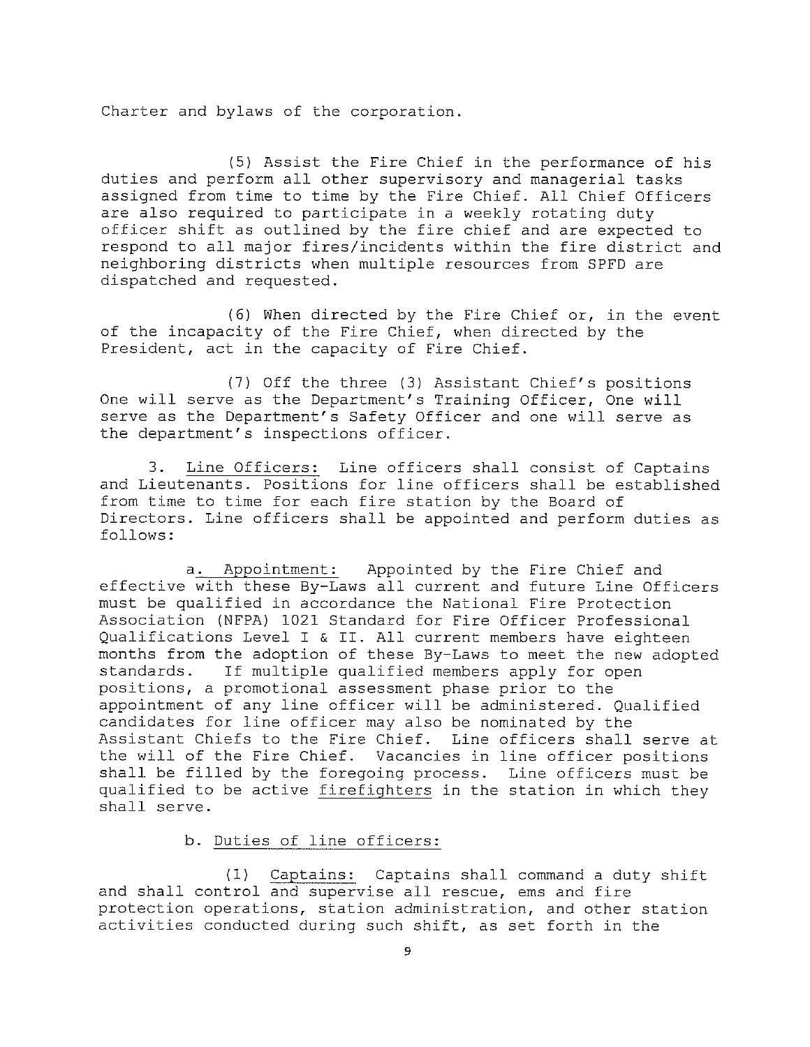Charter and bylaws of the corporation.

(5) Assist the Fire Chief in the performance of his duties and perform all other supervisory and managerial tasks assigned from time to time by the Fire Chief. All Chief Officers are also required to participate in a weekly rotating duty officer shift as outlined by the fire chief and are expected to respond to all major fires/incidents within the fire district and neighboring districts when multiple resources from SPFD are dispatched and requested.

(6) When directed by the Fire Chief or, in the event of the incapacity of the Fire Chief, when directed by the President, act in the capacity of Fire Chief.

(7) Off the three (3) Assistant Chief's positions One will serve as the Department's Training Officer, One will serve as the Department's Safety Officer and one will serve as the department's inspections officer.

3. Line Officers: Line officers shall consist of Captains and Lieutenants. Positions for line officers shall be established from time to time for each fire station by the Board of Directors. Line officers shall be appointed and perform duties as follows:

a. Appointment: Appointed by the Fire Chief and effective with these By-Laws all current and future Line Officers must be qualified in accordance the National Fire Protection Association (NFPA) 1021 Standard for Fire Officer Professional Qualifications Level I & II. All current members have eighteen months from the adoption of these By-Laws to meet the new adopted standards. If multiple qualified members apply for open positions, a promotional assessment phase prior to the appointment of any line officer will be administered. Qualified candidates for line officer may also be nominated by the Assistant Chiefs to the Fire Chief. Line officers shall serve at the will of the Fire Chief. Vacancies in line officer positions shall be filled by the foregoing process. Line officers must be qualified to be active firefighters in the station in which they shall serve.

b. Duties of line officers:

(1) Captains: Captains shall command a duty shift and shall control and supervise all rescue, ems and fire protection operations, station administration, and other station activities conducted during such shift, as set forth in the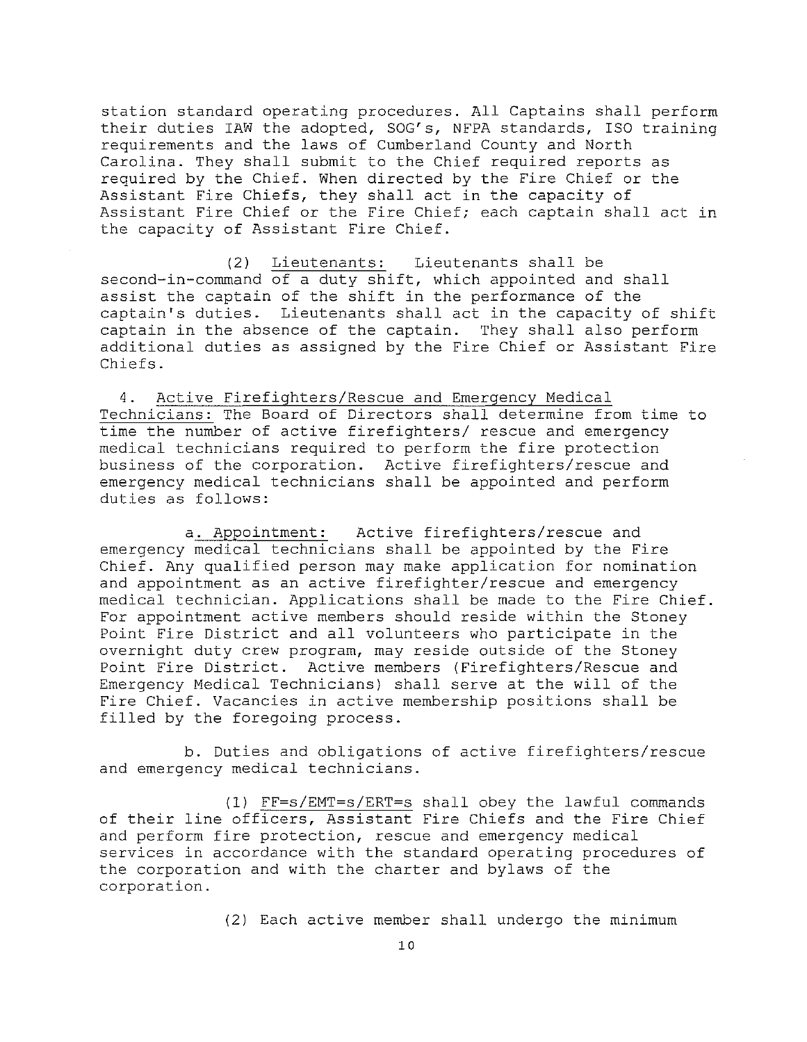station standard operating procedures. All Captains shall perform their duties IAW the adopted, SOG's, NFPA standards, ISO training requirements and the laws of Cumberland County and North Carolina. They shall submit to the Chief required reports as required by the Chief. When directed by the Fire Chief or the Assistant Fire Chiefs, they shall act in the capacity of Assistant Fire Chief or the Fire Chief; each captain shall act in the capacity of Assistant Fire Chief.

(2) Lieutenants: Lieutenants shall be second-in-command of a duty shift, which appointed and shall assist the captain of the shift in the performance of the captain's duties. Lieutenants shall act in the capacity of shift captain in the absence of the captain. They shall also perform additional duties as assigned by the Fire Chief or Assistant Fire Chiefs.

4. Active Firefighters/Rescue and Emergency Medical Technicians: The Board of Directors shall determine from time to time the number of active firefighters/ rescue and emergency medical technicians required to perform the fire protection business of the corporation. Active firefighters/rescue and emergency medical technicians shall be appointed and perform duties as follows:

a. Appointment: Active firefighters/rescue and emergency medical technicians shall be appointed by the Fire Chief. Any qualified person may make application for nomination and appointment as an active firefighter/rescue and emergency medical technician. Applications shall be made to the Fire Chief. For appointment active members should reside within the Stoney Point Fire District and all volunteers who participate in the overnight duty crew program, may reside outside of the Stoney Point Fire District. Active members (Firefighters/Rescue and Emergency Medical Technicians) shall serve at the will of the Fire Chief. Vacancies in active membership positions shall be filled by the foregoing process.

b. Duties and obligations of active firefighters/rescue and emergency medical technicians.

(1) FF=s/EMT=s/ERT=s shall obey the lawful commands of their line officers, Assistant Fire Chiefs and the Fire Chief and perform fire protection, rescue and emergency medical services in accordance with the standard operating procedures of the corporation and with the charter and bylaws of the corporation.

(2) Each active member shall undergo the minimum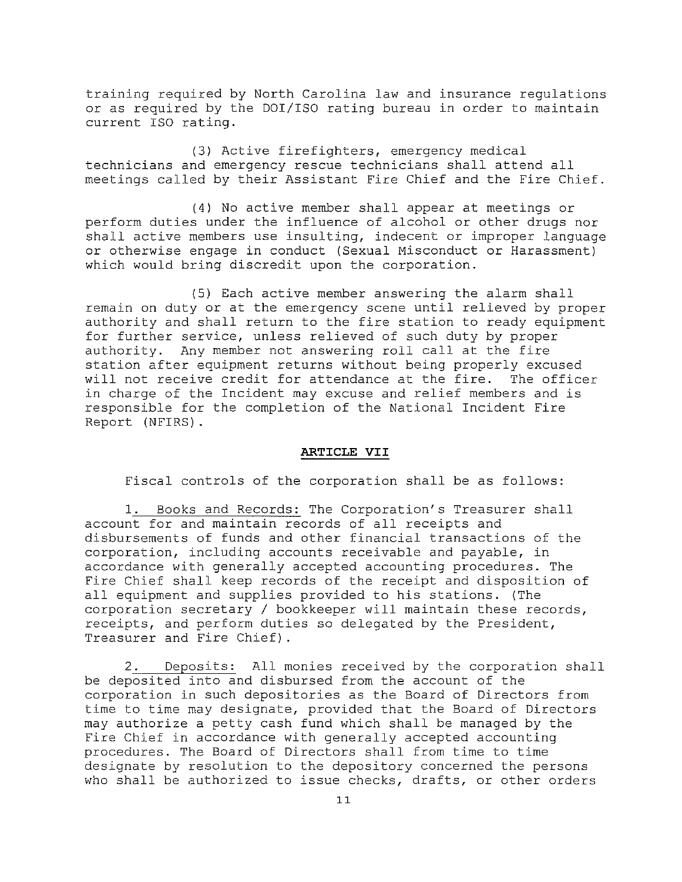training required by North Carolina law and insurance regulations or as required by the DOI/ISO rating bureau in order to maintain current ISO rating.

(3) Active firefighters, emergency medical technicians and emergency rescue technicians shall attend all meetings called by their Assistant Fire Chief and the Fire Chief.

(4) No active member shall appear at meetings or perform duties under the influence of alcohol or other drugs nor shall active members use insulting, indecent or improper language or otherwise engage in conduct (Sexual Misconduct or Harassment) which would bring discredit upon the corporation.

(5) Each active member answering the alarm shall remain on duty or at the emergency scene until relieved by proper authority and shall return to the fire station to ready equipment for further service, unless relieved of such duty by proper authority. Any member not answering roll call at the fire station after equipment returns without being properly excused will not receive credit for attendance at the fire. The officer in charge of the Incident may excuse and relief members and is responsible for the completion of the National Incident Fire Report (NFIRS).

## ARTICLE VII

Fiscal controls of the corporation shall be as follows:

1. Books and Records: The Corporation's Treasurer shall account for and maintain records of all receipts and disbursements of funds and other financial transactions of the corporation, including accounts receivable and payable, in accordance with generally accepted accounting procedures. The Fire Chief shall keep records of the receipt and disposition of all equipment and supplies provided to his stations. (The corporation secretary / bookkeeper will maintain these records, receipts, and perform duties so delegated by the President, Treasurer and Fire Chief).

2. Deposits: All monies received by the corporation shall be deposited into and disbursed from the account of the corporation in such depositories as the Board of Directors from time to time may designate, provided that the Board of Directors may authorize a petty cash fund which shall be managed by the Fire Chief in accordance with generally accepted accounting procedures. The Board of Directors shall from time to time designate by resolution to the depository concerned the persons who shall be authorized to issue checks, drafts, or other orders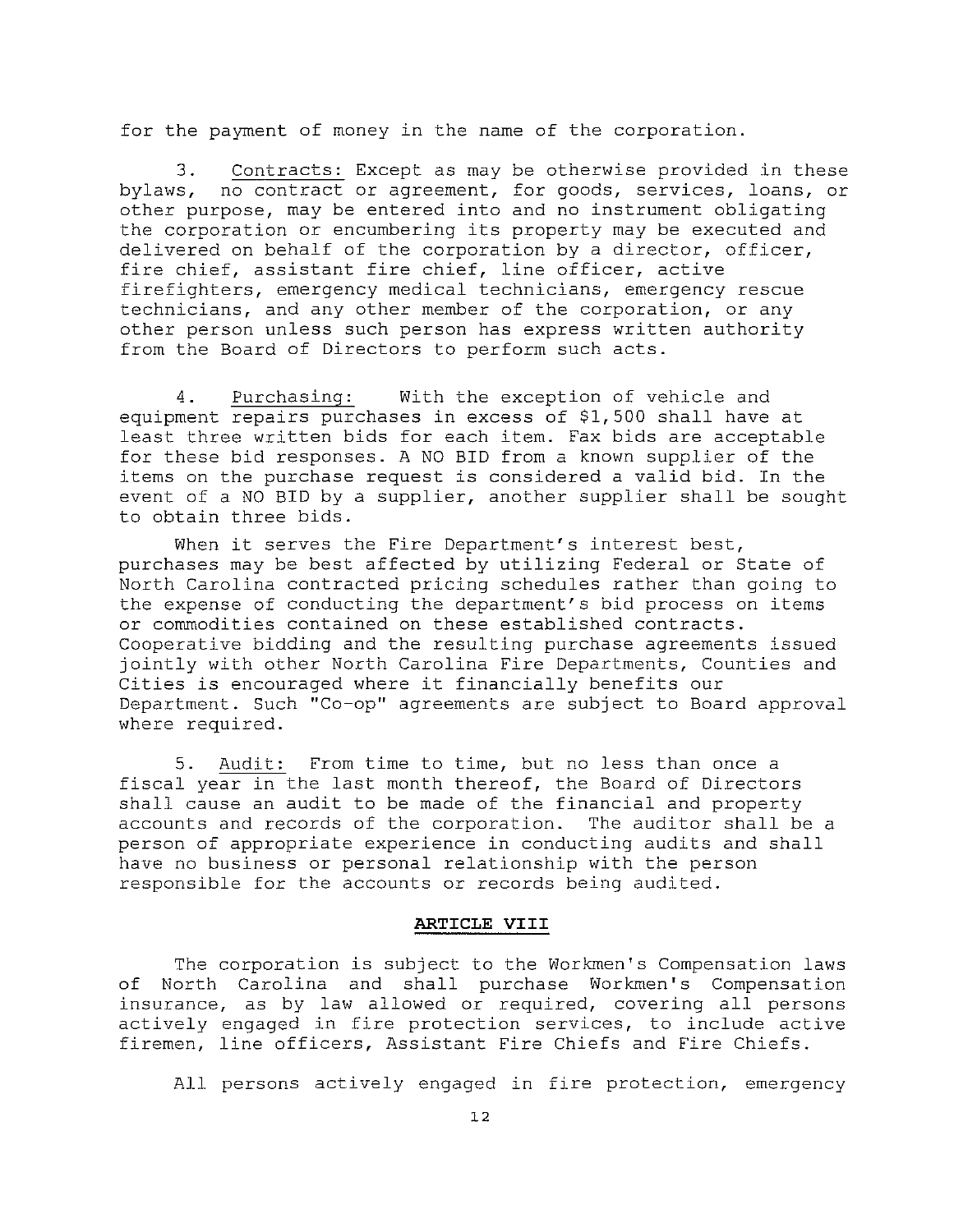for the payment of money in the name of the corporation.

3. Contracts: Except as may be otherwise provided in these bylaws, no contract or agreement, for goods, services, loans, or other purpose, may be entered into and no instrument obligating the corporation or encumbering its property may be executed and delivered on behalf of the corporation by a director, officer, fire chief, assistant fire chief, line officer, active firefighters, emergency medical technicians, emergency rescue technicians, and any other member of the corporation, or any other person unless such person has express written authority from the Board of Directors to perform such acts.

4. Purchasing: With the exception of vehicle and equipment repairs purchases in excess of $1,500 shall have at least three written bids for each item. Fax bids are acceptable for these bid responses. A NO BID from a known supplier of the items on the purchase request is considered a valid bid. In the event of a NO BID by a supplier, another supplier shall be sought to obtain three bids.

When it serves the Fire Department's interest best, purchases may be best affected by utilizing Federal or State of North Carolina contracted pricing schedules rather than going to the expense of conducting the department's bid process on items or commodities contained on these established contracts. Cooperative bidding and the resulting purchase agreements issued jointly with other North Carolina Fire Departments, Counties and Cities is encouraged where it financially benefits our Department. Such "Co-op" agreements are subject to Board approval where required.

5. Audit: From time to time, but no less than once a fiscal year in the last month thereof, the Board of Directors shall cause an audit to be made of the financial and property accounts and records of the corporation. The auditor shall be a person of appropriate experience in conducting audits and shall have no business or personal relationship with the person responsible for the accounts or records being audited.

## ARTICLE VIII

The corporation is subject to the Workmen's Compensation laws of North Carolina and shall purchase Workmen's Compensation insurance, as by law allowed or required, covering all persons actively engaged in fire protection services, to include active firemen, line officers, Assistant Fire Chiefs and Fire Chiefs.

All persons actively engaged in fire protection, emergency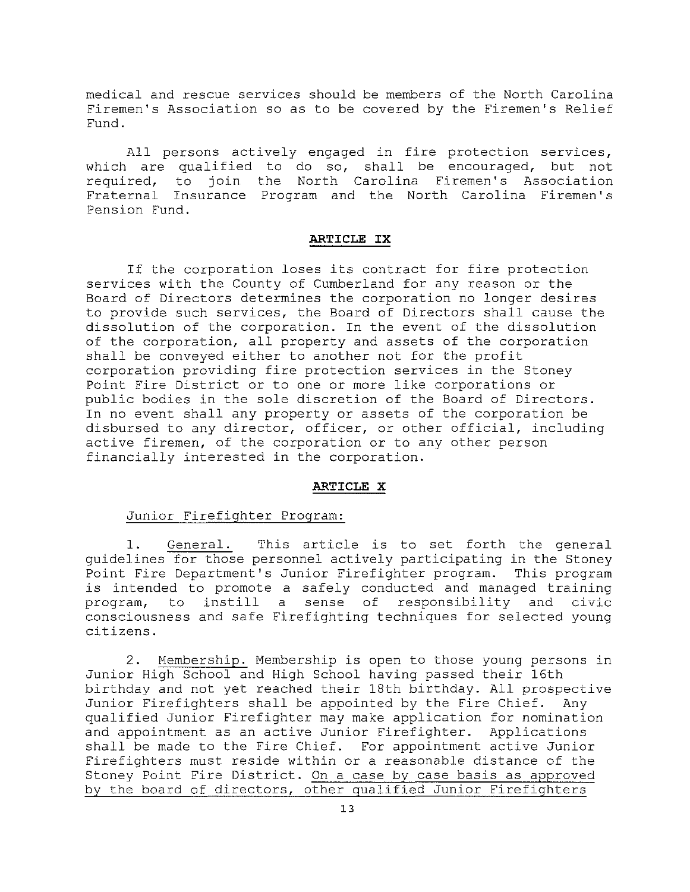medical and rescue services should be members of the North Carolina Firemen's Association so as to be covered by the Firemen's Relief Fund.

All persons actively engaged in fire protection services, which are qualified to do so, shall be encouraged, but not required, to join the North Carolina Firemen's Association Fraternal Insurance Program and the North Carolina Firemen's Pension Fund.

## ARTICLE IX

If the corporation loses its contract for fire protection services with the County of Cumberland for any reason or the Board of Directors determines the corporation no longer desires to provide such services, the Board of Directors shall cause the dissolution of the corporation. In the event of the dissolution of the corporation, all property and assets of the corporation shall be conveyed either to another not for the profit corporation providing fire protection services in the Stoney Point Fire District or to one or more like corporations or public bodies in the sole discretion of the Board of Directors. In no event shall any property or assets of the corporation be disbursed to any director, officer, or other official, including active firemen, of the corporation or to any other person financially interested in the corporation.

## ARTICLE X

Junior Firefighter Program:

1. General. This article is to set forth the general guidelines for those personnel actively participating in the Stoney Point Fire Department's Junior Firefighter program. This program is intended to promote a safely conducted and managed training program, to instill a sense of responsibility and civic consciousness and safe Firefighting techniques for selected young citizens.

2. Membership. Membership is open to those young persons in Junior High School and High School having passed their 16th birthday and not yet reached their 18th birthday. All prospective Junior Firefighters shall be appointed by the Fire Chief. Any qualified Junior Firefighter may make application for nomination and appointment as an active Junior Firefighter. Applications shall be made to the Fire Chief. For appointment active Junior Firefighters must reside within or a reasonable distance of the Stoney Point Fire District. On a case by case basis as approved by the board of directors, other qualified Junior Firefighters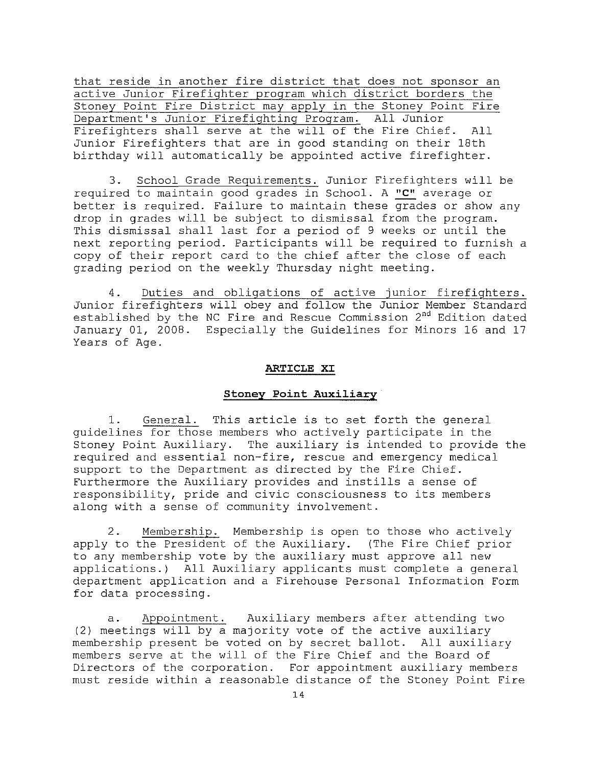that reside in another fire district that does not sponsor an active Junior Firefighter program which district borders the Stoney Point Fire District may apply in the Stoney Point Fire Department's Junior Firefighting Program. All Junior Firefighters shall serve at the will of the Fire Chief. All Junior Firefighters that are in good standing on their 18th birthday will automatically be appointed active firefighter.

3. School Grade Requirements. Junior Firefighters will be required to maintain good grades in School. A **"C"** average or better is required. Failure to maintain these grades or show any drop in grades will be subject to dismissal from the program. This dismissal shall last for a period of 9 weeks or until the next reporting period. Participants will be required to furnish a copy of their report card to the chief after the close of each grading period on the weekly Thursday night meeting.

4. Duties and obligations of active junior firefighters. Junior firefighters will obey and follow the Junior Member Standard established by the NC Fire and Rescue Commission 2nd Edition dated January 01, 2008. Especially the Guidelines for Minors 16 and 17 Years of Age.

## ARTICLE XI

### Stoney Point Auxiliary

1. General. This article is to set forth the general guidelines for those members who actively participate in the Stoney Point Auxiliary. The auxiliary is intended to provide the required and essential non-fire, rescue and emergency medical support to the Department as directed by the Fire Chief. Furthermore the Auxiliary provides and instills a sense of responsibility, pride and civic consciousness to its members along with a sense of community involvement.

2. Membership. Membership is open to those who actively apply to the President of the Auxiliary. (The Fire Chief prior to any membership vote by the auxiliary must approve all new applications.) All Auxiliary applicants must complete a general department application and a Firehouse Personal Information Form for data processing.

a. Appointment. Auxiliary members after attending two (2) meetings will by a majority vote of the active auxiliary membership present be voted on by secret ballot. All auxiliary members serve at the will of the Fire Chief and the Board of Directors of the corporation. For appointment auxiliary members must reside within a reasonable distance of the Stoney Point Fire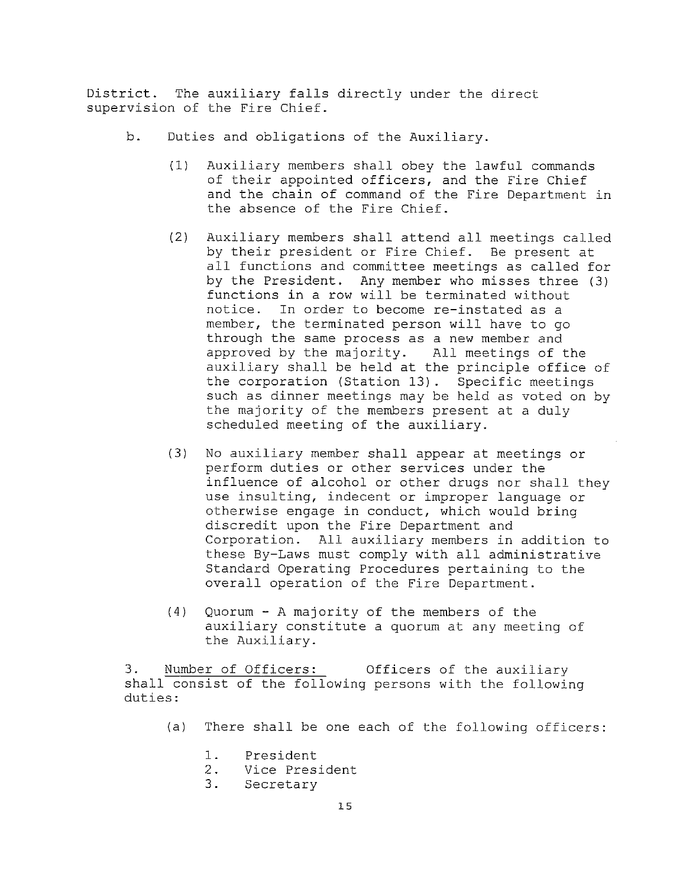District. The auxiliary falls directly under the direct supervision of the Fire Chief.

b. Duties and obligations of the Auxiliary.

(1) Auxiliary members shall obey the lawful commands of their appointed officers, and the Fire Chief and the chain of command of the Fire Department in the absence of the Fire Chief.

(2) Auxiliary members shall attend all meetings called by their president or Fire Chief. Be present at all functions and committee meetings as called for by the President. Any member who misses three (3) functions in a row will be terminated without notice. In order to become re-instated as a member, the terminated person will have to go through the same process as a new member and approved by the majority. All meetings of the auxiliary shall be held at the principle office of the corporation (Station 13). Specific meetings such as dinner meetings may be held as voted on by the majority of the members present at a duly scheduled meeting of the auxiliary.

(3) No auxiliary member shall appear at meetings or perform duties or other services under the influence of alcohol or other drugs nor shall they use insulting, indecent or improper language or otherwise engage in conduct, which would bring discredit upon the Fire Department and Corporation. All auxiliary members in addition to these By-Laws must comply with all administrative Standard Operating Procedures pertaining to the overall operation of the Fire Department.

(4) Quorum - A majority of the members of the auxiliary constitute a quorum at any meeting of the Auxiliary.

3. <u>Number of Officers:</u> Officers of the auxiliary shall consist of the following persons with the following duties:

(a) There shall be one each of the following officers:

1. President
2. Vice President
3. Secretary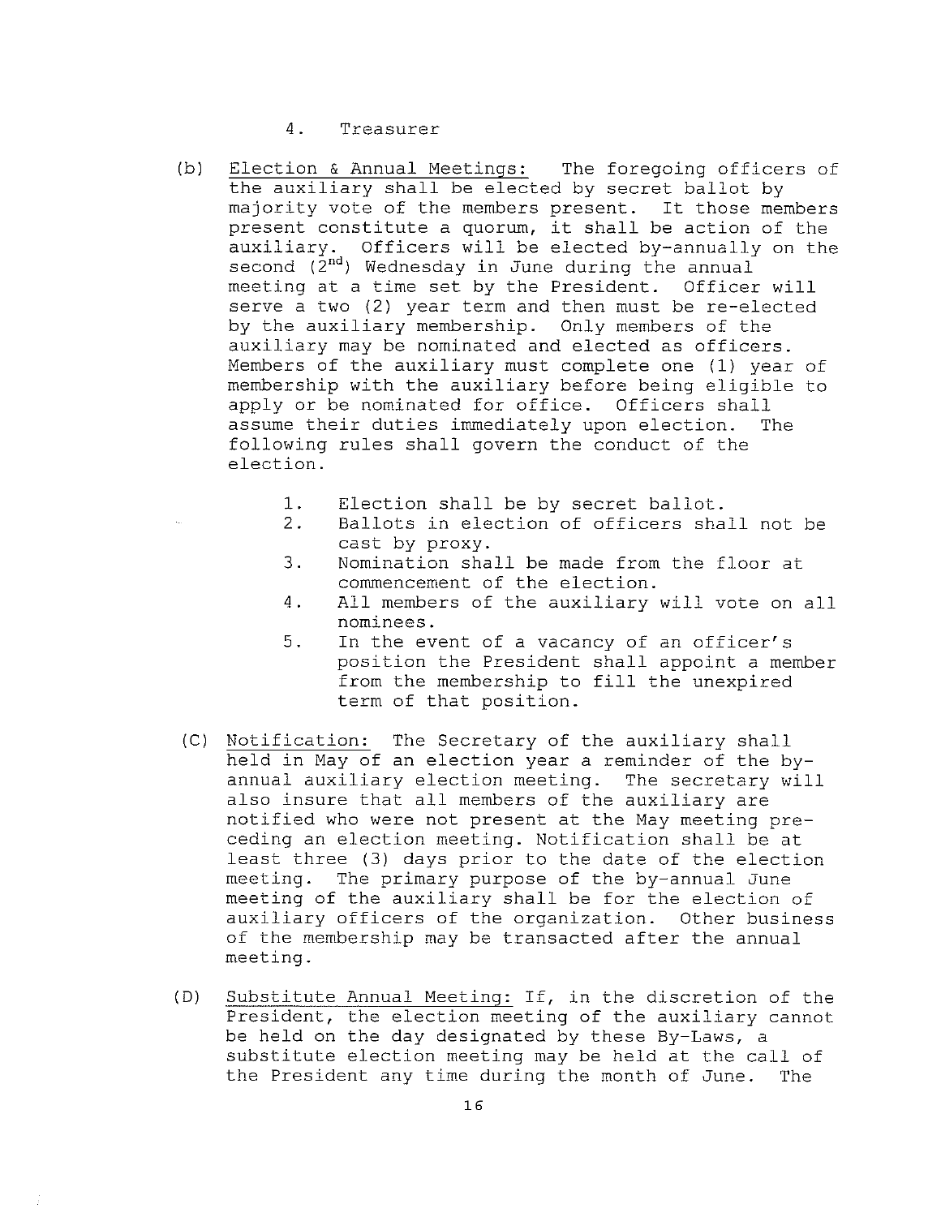4. Treasurer

(b) Election & Annual Meetings: The foregoing officers of the auxiliary shall be elected by secret ballot by majority vote of the members present. It those members present constitute a quorum, it shall be action of the auxiliary. Officers will be elected by-annually on the second ($2^{nd}$) Wednesday in June during the annual meeting at a time set by the President. Officer will serve a two (2) year term and then must be re-elected by the auxiliary membership. Only members of the auxiliary may be nominated and elected as officers. Members of the auxiliary must complete one (1) year of membership with the auxiliary before being eligible to apply or be nominated for office. Officers shall assume their duties immediately upon election. The following rules shall govern the conduct of the election.

1. Election shall be by secret ballot.
2. Ballots in election of officers shall not be cast by proxy.
3. Nomination shall be made from the floor at commencement of the election.
4. All members of the auxiliary will vote on all nominees.
5. In the event of a vacancy of an officer's position the President shall appoint a member from the membership to fill the unexpired term of that position.

(C) Notification: The Secretary of the auxiliary shall held in May of an election year a reminder of the by-annual auxiliary election meeting. The secretary will also insure that all members of the auxiliary are notified who were not present at the May meeting pre-ceding an election meeting. Notification shall be at least three (3) days prior to the date of the election meeting. The primary purpose of the by-annual June meeting of the auxiliary shall be for the election of auxiliary officers of the organization. Other business of the membership may be transacted after the annual meeting.

(D) Substitute Annual Meeting: If, in the discretion of the President, the election meeting of the auxiliary cannot be held on the day designated by these By-Laws, a substitute election meeting may be held at the call of the President any time during the month of June. The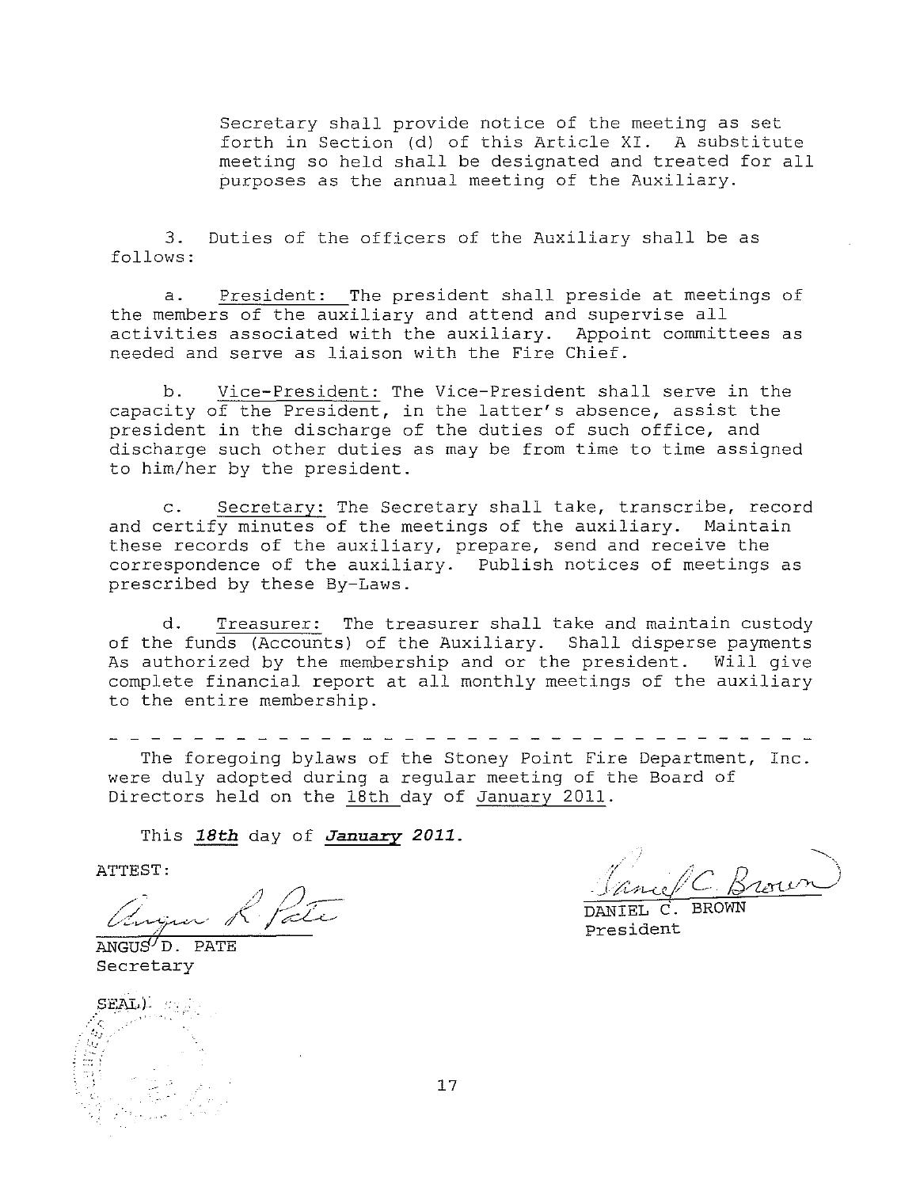Secretary shall provide notice of the meeting as set forth in Section (d) of this Article XI. A substitute meeting so held shall be designated and treated for all purposes as the annual meeting of the Auxiliary.

3. Duties of the officers of the Auxiliary shall be as follows:

a. President: The president shall preside at meetings of the members of the auxiliary and attend and supervise all activities associated with the auxiliary. Appoint committees as needed and serve as liaison with the Fire Chief.

b. Vice-President: The Vice-President shall serve in the capacity of the President, in the latter's absence, assist the president in the discharge of the duties of such office, and discharge such other duties as may be from time to time assigned to him/her by the president.

c. Secretary: The Secretary shall take, transcribe, record and certify minutes of the meetings of the auxiliary. Maintain these records of the auxiliary, prepare, send and receive the correspondence of the auxiliary. Publish notices of meetings as prescribed by these By-Laws.

d. Treasurer: The treasurer shall take and maintain custody of the funds (Accounts) of the Auxiliary. Shall disperse payments As authorized by the membership and or the president. Will give complete financial report at all monthly meetings of the auxiliary to the entire membership.

---

The foregoing bylaws of the Stoney Point Fire Department, Inc. were duly adopted during a regular meeting of the Board of Directors held on the 18th day of January 2011.

This ***18th*** day of ***January 2011.***

ATTEST:

ANGUS D. PATE
Secretary

DANIEL C. BROWN
President

SEAL)